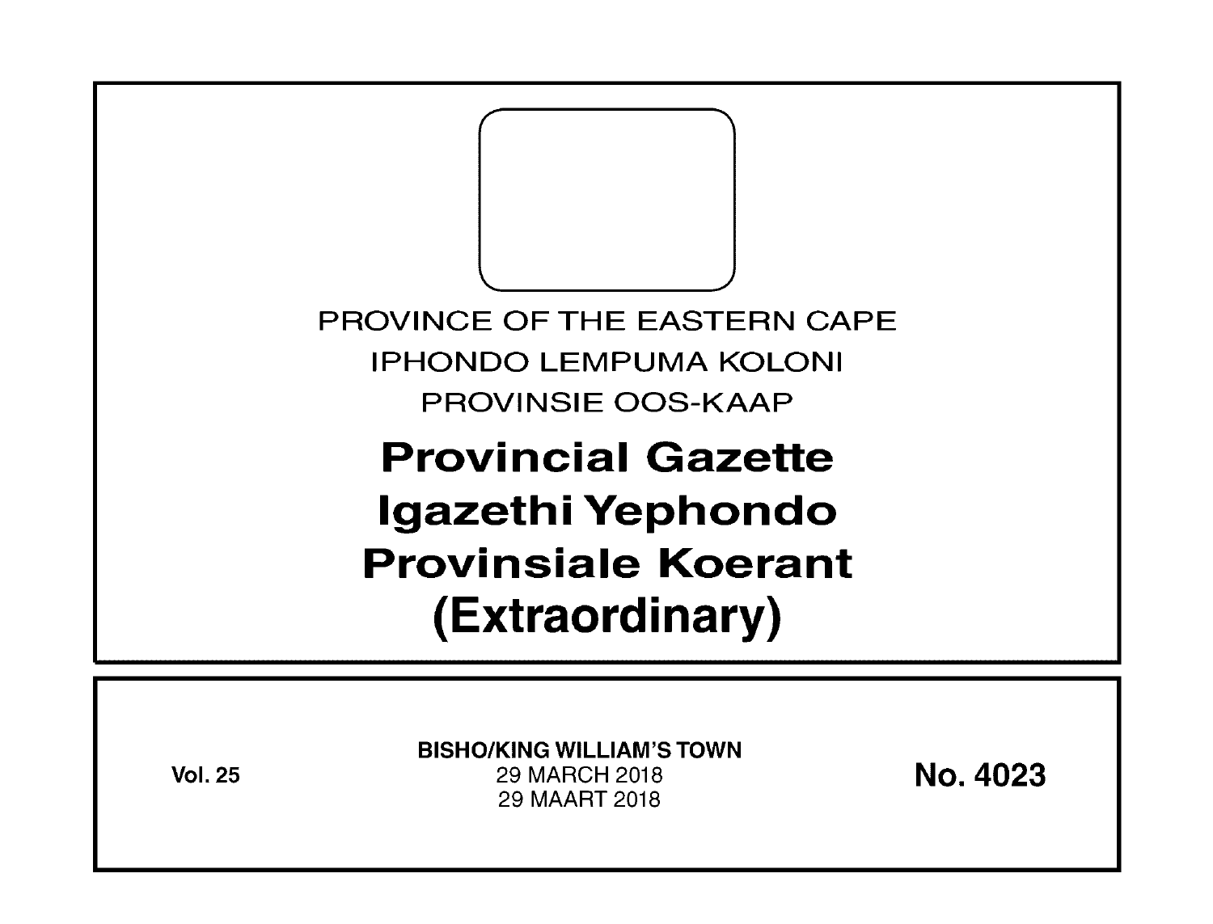PROVINCE OF THE EASTERN CAPE

IPHONDO LEMPUMA KOLONI

PROVINSIE OOS-KAAP

# Provincial Gazette
# Igazethi Yephondo
# Provinsiale Koerant
# (Extraordinary)

**Vol. 25**

**BISHO/KING WILLIAM'S TOWN**

29 MARCH 2018

29 MAART 2018

**No. 4023**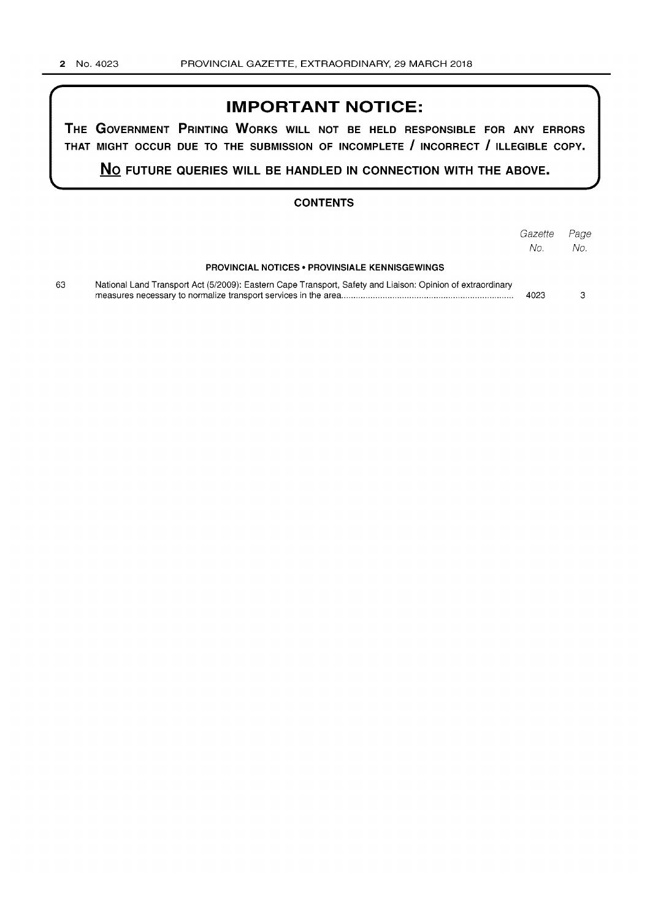# IMPORTANT NOTICE:

**THE GOVERNMENT PRINTING WORKS WILL NOT BE HELD RESPONSIBLE FOR ANY ERRORS THAT MIGHT OCCUR DUE TO THE SUBMISSION OF INCOMPLETE / INCORRECT / ILLEGIBLE COPY.**

**NO FUTURE QUERIES WILL BE HANDLED IN CONNECTION WITH THE ABOVE.**

## CONTENTS

| | | *Gazette No.* | *Page No.* |
|---|---|---|---|
| | **PROVINCIAL NOTICES • PROVINSIALE KENNISGEWINGS** | | |
| 63 | National Land Transport Act (5/2009): Eastern Cape Transport, Safety and Liaison: Opinion of extraordinary measures necessary to normalize transport services in the area | 4023 | 3 |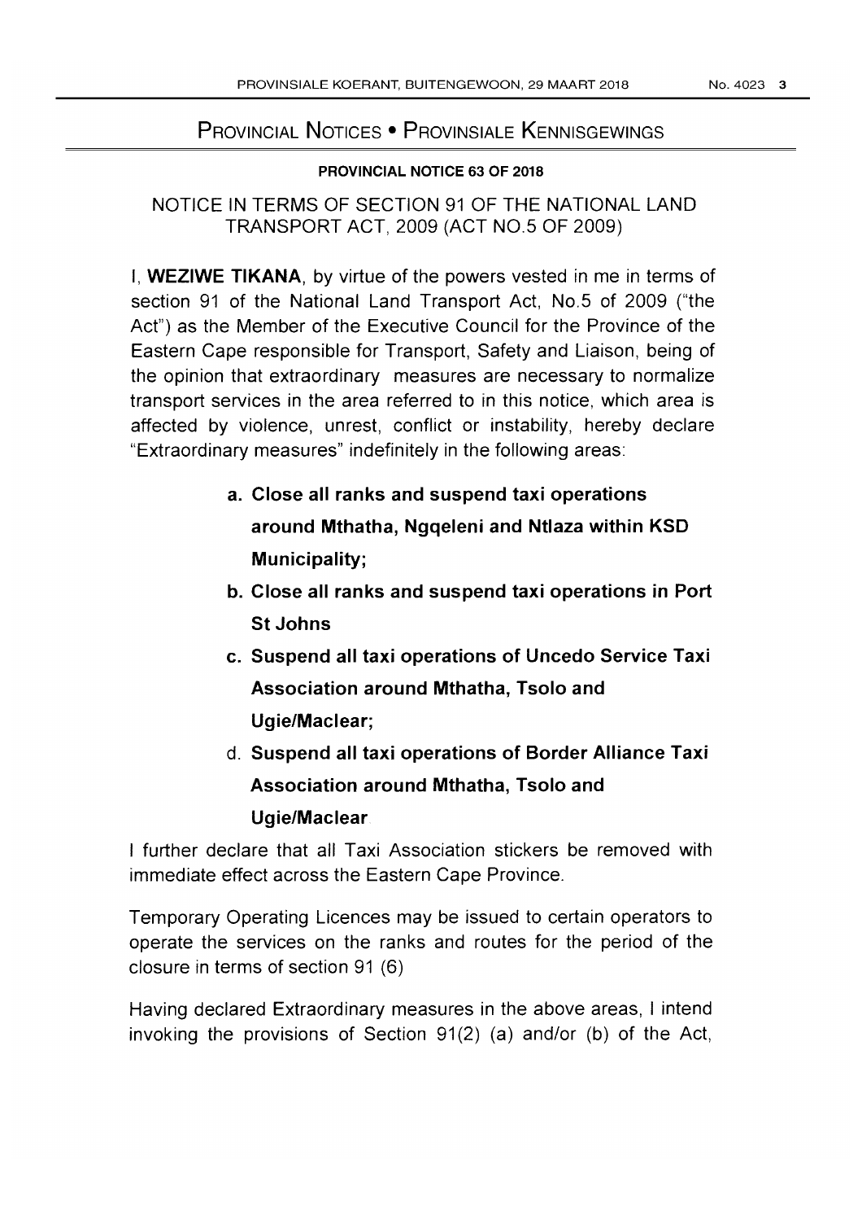# PROVINCIAL NOTICES • PROVINSIALE KENNISGEWINGS

### PROVINCIAL NOTICE 63 OF 2018

## NOTICE IN TERMS OF SECTION 91 OF THE NATIONAL LAND TRANSPORT ACT, 2009 (ACT NO.5 OF 2009)

I, **WEZIWE TIKANA**, by virtue of the powers vested in me in terms of section 91 of the National Land Transport Act, No.5 of 2009 ("the Act") as the Member of the Executive Council for the Province of the Eastern Cape responsible for Transport, Safety and Liaison, being of the opinion that extraordinary measures are necessary to normalize transport services in the area referred to in this notice, which area is affected by violence, unrest, conflict or instability, hereby declare "Extraordinary measures" indefinitely in the following areas:

a. **Close all ranks and suspend taxi operations around Mthatha, Ngqeleni and Ntlaza within KSD Municipality;**
b. **Close all ranks and suspend taxi operations in Port St Johns**
c. **Suspend all taxi operations of Uncedo Service Taxi Association around Mthatha, Tsolo and Ugie/Maclear;**
d. **Suspend all taxi operations of Border Alliance Taxi Association around Mthatha, Tsolo and Ugie/Maclear**.

I further declare that all Taxi Association stickers be removed with immediate effect across the Eastern Cape Province.

Temporary Operating Licences may be issued to certain operators to operate the services on the ranks and routes for the period of the closure in terms of section 91 (6)

Having declared Extraordinary measures in the above areas, I intend invoking the provisions of Section 91(2) (a) and/or (b) of the Act,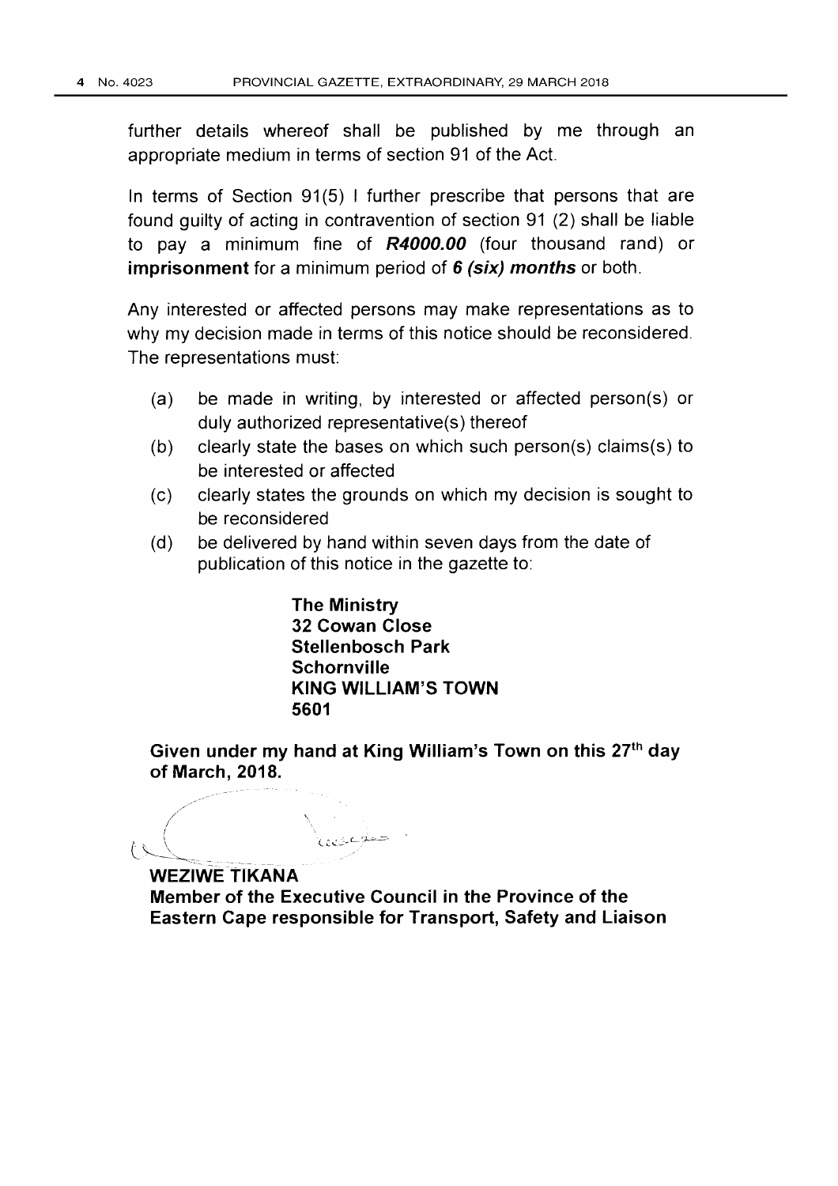further details whereof shall be published by me through an appropriate medium in terms of section 91 of the Act.

In terms of Section 91(5) I further prescribe that persons that are found guilty of acting in contravention of section 91 (2) shall be liable to pay a minimum fine of ***R4000.00*** (four thousand rand) or **imprisonment** for a minimum period of ***6 (six) months*** or both.

Any interested or affected persons may make representations as to why my decision made in terms of this notice should be reconsidered. The representations must:

(a) be made in writing, by interested or affected person(s) or duly authorized representative(s) thereof

(b) clearly state the bases on which such person(s) claims(s) to be interested or affected

(c) clearly states the grounds on which my decision is sought to be reconsidered

(d) be delivered by hand within seven days from the date of publication of this notice in the gazette to:

**The Ministry**
**32 Cowan Close**
**Stellenbosch Park**
**Schornville**
**KING WILLIAM'S TOWN**
**5601**

**Given under my hand at King William's Town on this 27th day of March, 2018.**

**WEZIWE TIKANA**
**Member of the Executive Council in the Province of the Eastern Cape responsible for Transport, Safety and Liaison**